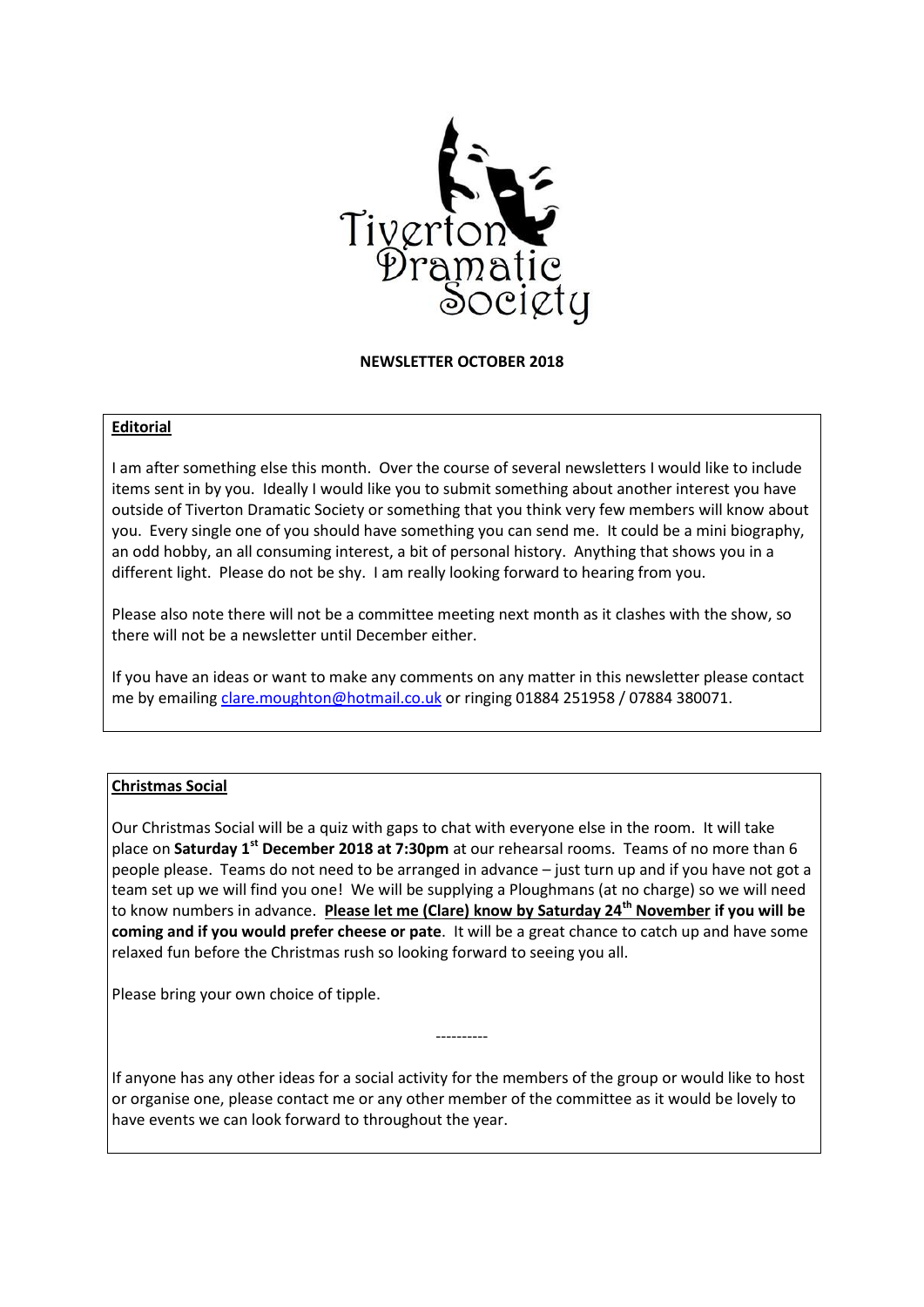Tiverton Dramatic Society

**NEWSLETTER OCTOBER 2018**

## Editorial

I am after something else this month. Over the course of several newsletters I would like to include items sent in by you. Ideally I would like you to submit something about another interest you have outside of Tiverton Dramatic Society or something that you think very few members will know about you. Every single one of you should have something you can send me. It could be a mini biography, an odd hobby, an all consuming interest, a bit of personal history. Anything that shows you in a different light. Please do not be shy. I am really looking forward to hearing from you.

Please also note there will not be a committee meeting next month as it clashes with the show, so there will not be a newsletter until December either.

If you have an ideas or want to make any comments on any matter in this newsletter please contact me by emailing clare.moughton@hotmail.co.uk or ringing 01884 251958 / 07884 380071.

## Christmas Social

Our Christmas Social will be a quiz with gaps to chat with everyone else in the room. It will take place on **Saturday 1st December 2018 at 7:30pm** at our rehearsal rooms. Teams of no more than 6 people please. Teams do not need to be arranged in advance – just turn up and if you have not got a team set up we will find you one! We will be supplying a Ploughmans (at no charge) so we will need to know numbers in advance. **Please let me (Clare) know by Saturday 24th November if you will be coming and if you would prefer cheese or pate**. It will be a great chance to catch up and have some relaxed fun before the Christmas rush so looking forward to seeing you all.

Please bring your own choice of tipple.

----------

If anyone has any other ideas for a social activity for the members of the group or would like to host or organise one, please contact me or any other member of the committee as it would be lovely to have events we can look forward to throughout the year.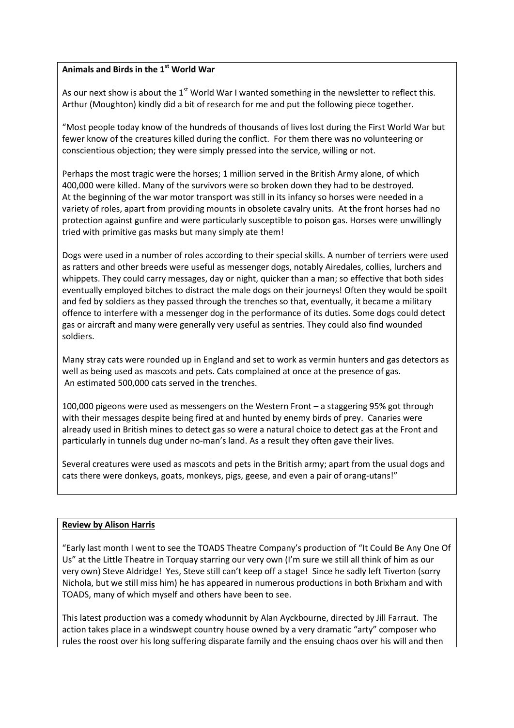## Animals and Birds in the 1st World War

As our next show is about the 1st World War I wanted something in the newsletter to reflect this. Arthur (Moughton) kindly did a bit of research for me and put the following piece together.

"Most people today know of the hundreds of thousands of lives lost during the First World War but fewer know of the creatures killed during the conflict. For them there was no volunteering or conscientious objection; they were simply pressed into the service, willing or not.

Perhaps the most tragic were the horses; 1 million served in the British Army alone, of which 400,000 were killed. Many of the survivors were so broken down they had to be destroyed. At the beginning of the war motor transport was still in its infancy so horses were needed in a variety of roles, apart from providing mounts in obsolete cavalry units. At the front horses had no protection against gunfire and were particularly susceptible to poison gas. Horses were unwillingly tried with primitive gas masks but many simply ate them!

Dogs were used in a number of roles according to their special skills. A number of terriers were used as ratters and other breeds were useful as messenger dogs, notably Airedales, collies, lurchers and whippets. They could carry messages, day or night, quicker than a man; so effective that both sides eventually employed bitches to distract the male dogs on their journeys! Often they would be spoilt and fed by soldiers as they passed through the trenches so that, eventually, it became a military offence to interfere with a messenger dog in the performance of its duties. Some dogs could detect gas or aircraft and many were generally very useful as sentries. They could also find wounded soldiers.

Many stray cats were rounded up in England and set to work as vermin hunters and gas detectors as well as being used as mascots and pets. Cats complained at once at the presence of gas. An estimated 500,000 cats served in the trenches.

100,000 pigeons were used as messengers on the Western Front – a staggering 95% got through with their messages despite being fired at and hunted by enemy birds of prey. Canaries were already used in British mines to detect gas so were a natural choice to detect gas at the Front and particularly in tunnels dug under no-man's land. As a result they often gave their lives.

Several creatures were used as mascots and pets in the British army; apart from the usual dogs and cats there were donkeys, goats, monkeys, pigs, geese, and even a pair of orang-utans!"

## Review by Alison Harris

"Early last month I went to see the TOADS Theatre Company's production of "It Could Be Any One Of Us" at the Little Theatre in Torquay starring our very own (I'm sure we still all think of him as our very own) Steve Aldridge! Yes, Steve still can't keep off a stage! Since he sadly left Tiverton (sorry Nichola, but we still miss him) he has appeared in numerous productions in both Brixham and with TOADS, many of which myself and others have been to see.

This latest production was a comedy whodunnit by Alan Ayckbourne, directed by Jill Farraut. The action takes place in a windswept country house owned by a very dramatic "arty" composer who rules the roost over his long suffering disparate family and the ensuing chaos over his will and then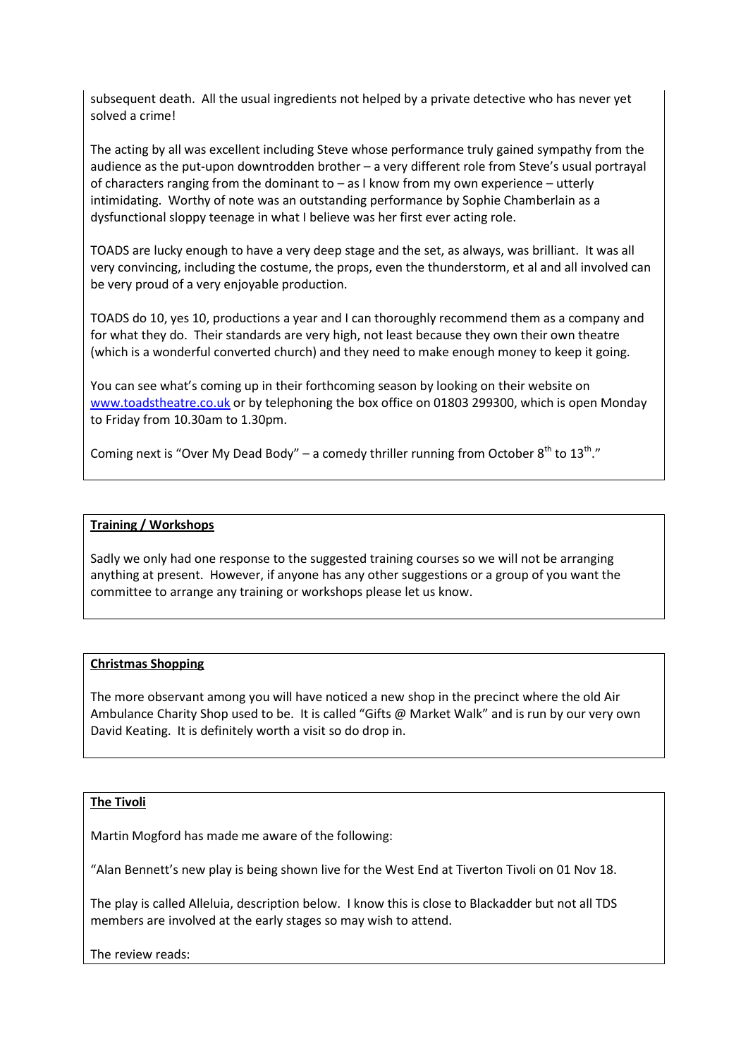subsequent death. All the usual ingredients not helped by a private detective who has never yet solved a crime!

The acting by all was excellent including Steve whose performance truly gained sympathy from the audience as the put-upon downtrodden brother – a very different role from Steve's usual portrayal of characters ranging from the dominant to – as I know from my own experience – utterly intimidating. Worthy of note was an outstanding performance by Sophie Chamberlain as a dysfunctional sloppy teenage in what I believe was her first ever acting role.

TOADS are lucky enough to have a very deep stage and the set, as always, was brilliant. It was all very convincing, including the costume, the props, even the thunderstorm, et al and all involved can be very proud of a very enjoyable production.

TOADS do 10, yes 10, productions a year and I can thoroughly recommend them as a company and for what they do. Their standards are very high, not least because they own their own theatre (which is a wonderful converted church) and they need to make enough money to keep it going.

You can see what's coming up in their forthcoming season by looking on their website on www.toadstheatre.co.uk or by telephoning the box office on 01803 299300, which is open Monday to Friday from 10.30am to 1.30pm.

Coming next is "Over My Dead Body" – a comedy thriller running from October 8th to 13th."

## Training / Workshops

Sadly we only had one response to the suggested training courses so we will not be arranging anything at present. However, if anyone has any other suggestions or a group of you want the committee to arrange any training or workshops please let us know.

## Christmas Shopping

The more observant among you will have noticed a new shop in the precinct where the old Air Ambulance Charity Shop used to be. It is called "Gifts @ Market Walk" and is run by our very own David Keating. It is definitely worth a visit so do drop in.

## The Tivoli

Martin Mogford has made me aware of the following:

"Alan Bennett's new play is being shown live for the West End at Tiverton Tivoli on 01 Nov 18.

The play is called Alleluia, description below. I know this is close to Blackadder but not all TDS members are involved at the early stages so may wish to attend.

The review reads: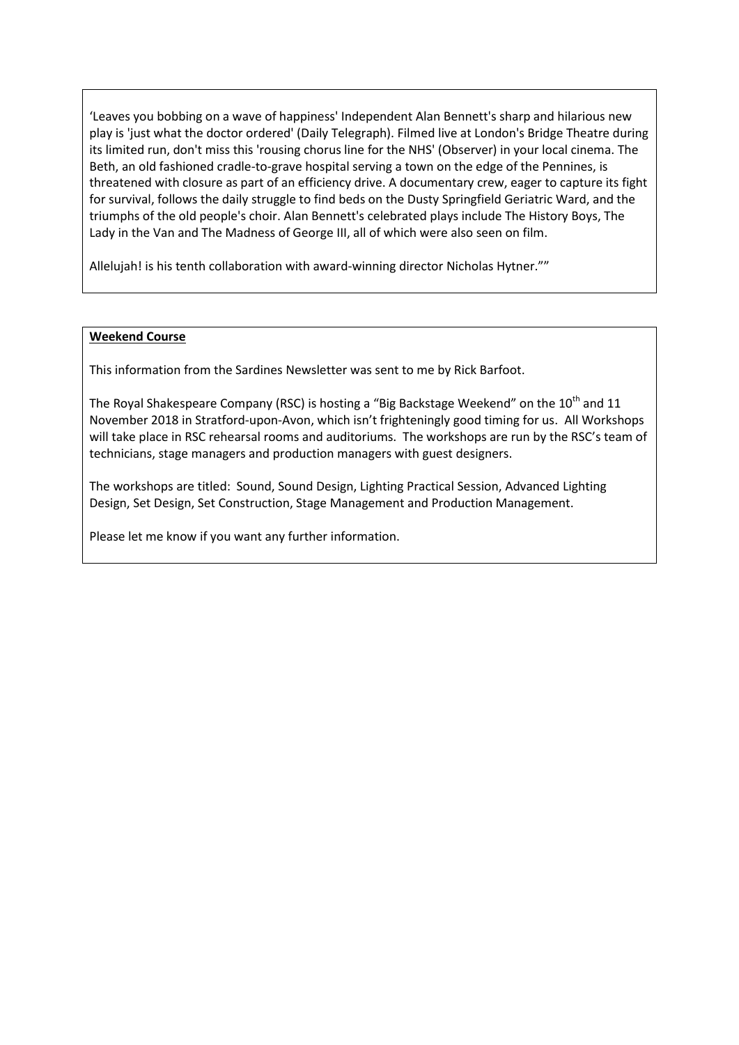‘Leaves you bobbing on a wave of happiness' Independent Alan Bennett's sharp and hilarious new play is 'just what the doctor ordered' (Daily Telegraph). Filmed live at London's Bridge Theatre during its limited run, don't miss this 'rousing chorus line for the NHS' (Observer) in your local cinema. The Beth, an old fashioned cradle-to-grave hospital serving a town on the edge of the Pennines, is threatened with closure as part of an efficiency drive. A documentary crew, eager to capture its fight for survival, follows the daily struggle to find beds on the Dusty Springfield Geriatric Ward, and the triumphs of the old people's choir. Alan Bennett's celebrated plays include The History Boys, The Lady in the Van and The Madness of George III, all of which were also seen on film.

Allelujah! is his tenth collaboration with award-winning director Nicholas Hytner.””

**Weekend Course**

This information from the Sardines Newsletter was sent to me by Rick Barfoot.

The Royal Shakespeare Company (RSC) is hosting a “Big Backstage Weekend” on the 10th and 11 November 2018 in Stratford-upon-Avon, which isn’t frighteningly good timing for us. All Workshops will take place in RSC rehearsal rooms and auditoriums. The workshops are run by the RSC’s team of technicians, stage managers and production managers with guest designers.

The workshops are titled: Sound, Sound Design, Lighting Practical Session, Advanced Lighting Design, Set Design, Set Construction, Stage Management and Production Management.

Please let me know if you want any further information.